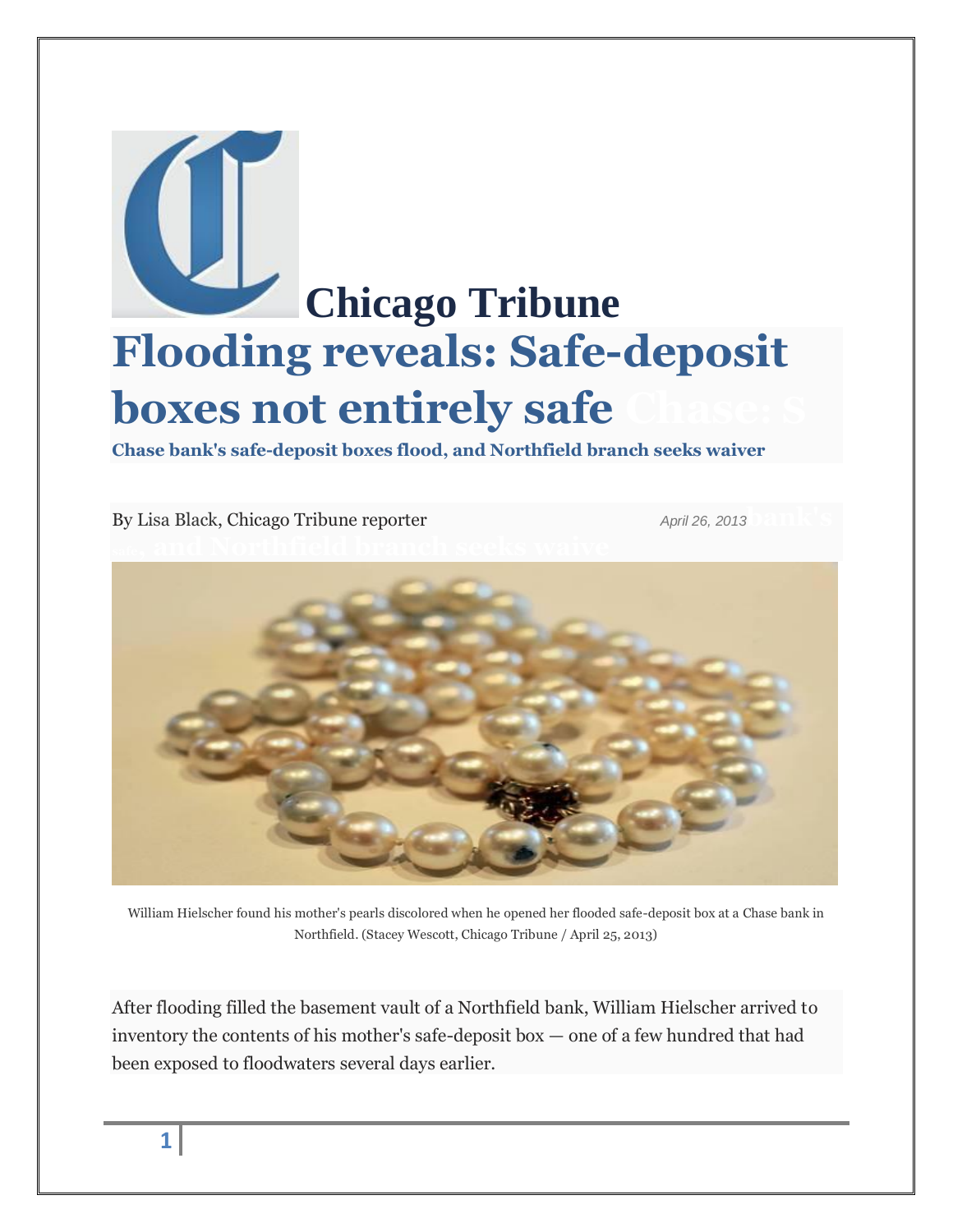**Chicago Tribune**

# Flooding reveals: Safe-deposit boxes not entirely safe

### Chase bank's safe-deposit boxes flood, and Northfield branch seeks waiver

By Lisa Black, Chicago Tribune reporter

*April 26, 2013*

William Hielscher found his mother's pearls discolored when he opened her flooded safe-deposit box at a Chase bank in Northfield. (Stacey Wescott, Chicago Tribune / April 25, 2013)

After flooding filled the basement vault of a Northfield bank, William Hielscher arrived to inventory the contents of his mother's safe-deposit box — one of a few hundred that had been exposed to floodwaters several days earlier.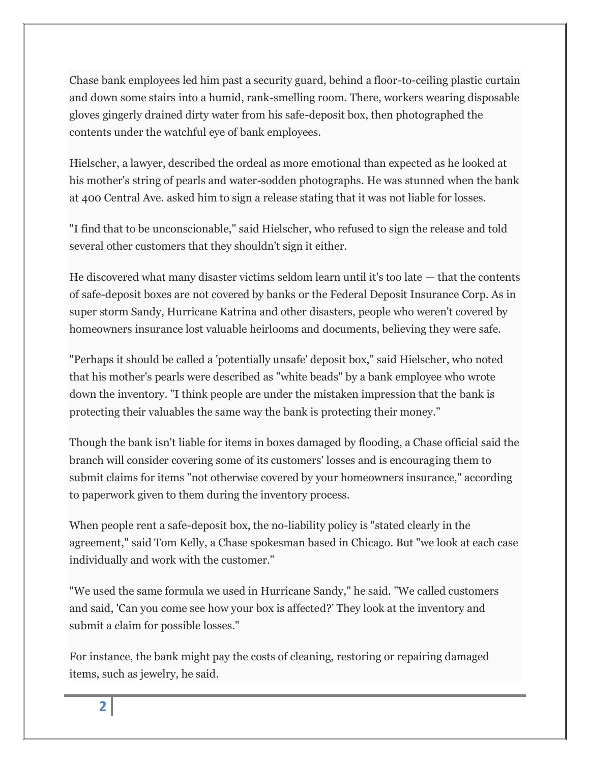Chase bank employees led him past a security guard, behind a floor-to-ceiling plastic curtain and down some stairs into a humid, rank-smelling room. There, workers wearing disposable gloves gingerly drained dirty water from his safe-deposit box, then photographed the contents under the watchful eye of bank employees.

Hielscher, a lawyer, described the ordeal as more emotional than expected as he looked at his mother's string of pearls and water-sodden photographs. He was stunned when the bank at 400 Central Ave. asked him to sign a release stating that it was not liable for losses.

"I find that to be unconscionable," said Hielscher, who refused to sign the release and told several other customers that they shouldn't sign it either.

He discovered what many disaster victims seldom learn until it's too late — that the contents of safe-deposit boxes are not covered by banks or the Federal Deposit Insurance Corp. As in super storm Sandy, Hurricane Katrina and other disasters, people who weren't covered by homeowners insurance lost valuable heirlooms and documents, believing they were safe.

"Perhaps it should be called a 'potentially unsafe' deposit box," said Hielscher, who noted that his mother's pearls were described as "white beads" by a bank employee who wrote down the inventory. "I think people are under the mistaken impression that the bank is protecting their valuables the same way the bank is protecting their money."

Though the bank isn't liable for items in boxes damaged by flooding, a Chase official said the branch will consider covering some of its customers' losses and is encouraging them to submit claims for items "not otherwise covered by your homeowners insurance," according to paperwork given to them during the inventory process.

When people rent a safe-deposit box, the no-liability policy is "stated clearly in the agreement," said Tom Kelly, a Chase spokesman based in Chicago. But "we look at each case individually and work with the customer."

"We used the same formula we used in Hurricane Sandy," he said. "We called customers and said, 'Can you come see how your box is affected?' They look at the inventory and submit a claim for possible losses."

For instance, the bank might pay the costs of cleaning, restoring or repairing damaged items, such as jewelry, he said.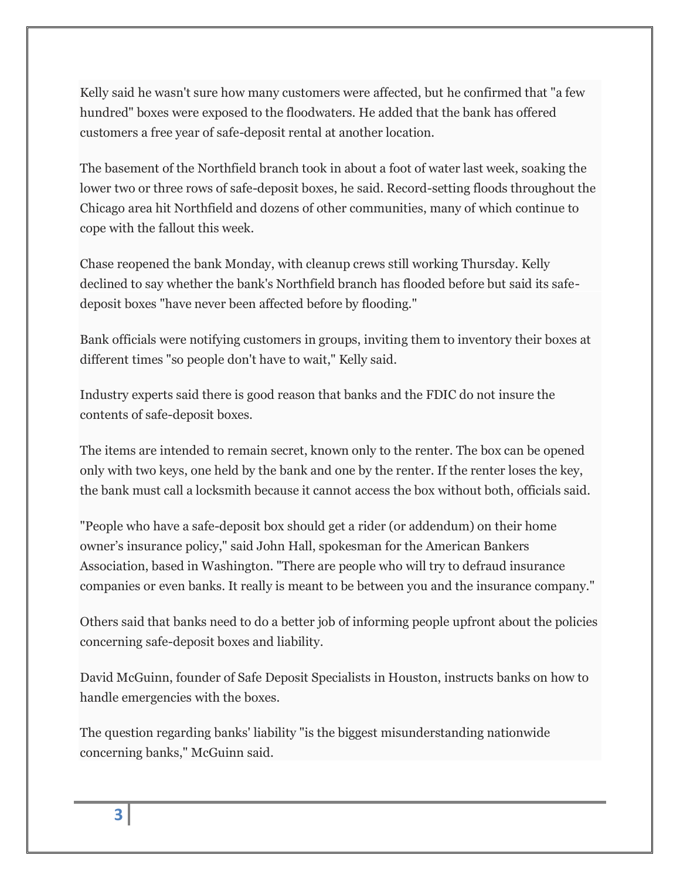Kelly said he wasn't sure how many customers were affected, but he confirmed that "a few hundred" boxes were exposed to the floodwaters. He added that the bank has offered customers a free year of safe-deposit rental at another location.

The basement of the Northfield branch took in about a foot of water last week, soaking the lower two or three rows of safe-deposit boxes, he said. Record-setting floods throughout the Chicago area hit Northfield and dozens of other communities, many of which continue to cope with the fallout this week.

Chase reopened the bank Monday, with cleanup crews still working Thursday. Kelly declined to say whether the bank's Northfield branch has flooded before but said its safe-deposit boxes "have never been affected before by flooding."

Bank officials were notifying customers in groups, inviting them to inventory their boxes at different times "so people don't have to wait," Kelly said.

Industry experts said there is good reason that banks and the FDIC do not insure the contents of safe-deposit boxes.

The items are intended to remain secret, known only to the renter. The box can be opened only with two keys, one held by the bank and one by the renter. If the renter loses the key, the bank must call a locksmith because it cannot access the box without both, officials said.

"People who have a safe-deposit box should get a rider (or addendum) on their home owner's insurance policy," said John Hall, spokesman for the American Bankers Association, based in Washington. "There are people who will try to defraud insurance companies or even banks. It really is meant to be between you and the insurance company."

Others said that banks need to do a better job of informing people upfront about the policies concerning safe-deposit boxes and liability.

David McGuinn, founder of Safe Deposit Specialists in Houston, instructs banks on how to handle emergencies with the boxes.

The question regarding banks' liability "is the biggest misunderstanding nationwide concerning banks," McGuinn said.